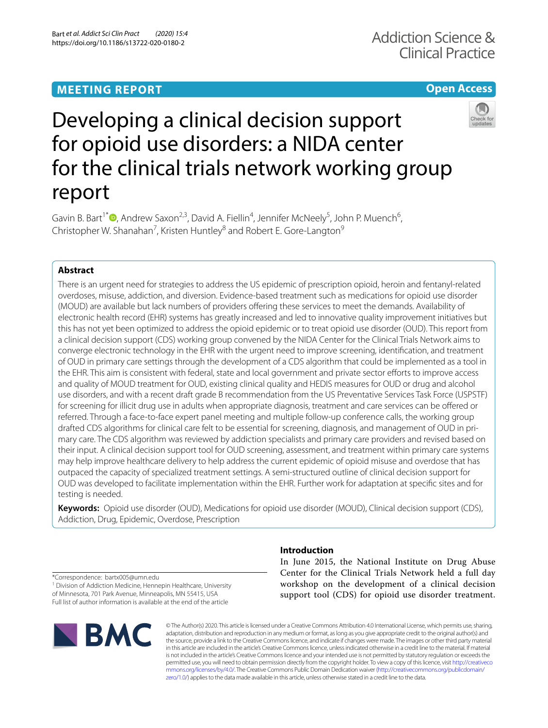MEETING REPORT

Open Access

# Developing a clinical decision support for opioid use disorders: a NIDA center for the clinical trials network working group report

Gavin B. Bart[1*], Andrew Saxon[2,3], David A. Fiellin[4], Jennifer McNeely[5], John P. Muench[6], Christopher W. Shanahan[7], Kristen Huntley[8] and Robert E. Gore-Langton[9]

## Abstract

There is an urgent need for strategies to address the US epidemic of prescription opioid, heroin and fentanyl-related overdoses, misuse, addiction, and diversion. Evidence-based treatment such as medications for opioid use disorder (MOUD) are available but lack numbers of providers offering these services to meet the demands. Availability of electronic health record (EHR) systems has greatly increased and led to innovative quality improvement initiatives but this has not yet been optimized to address the opioid epidemic or to treat opioid use disorder (OUD). This report from a clinical decision support (CDS) working group convened by the NIDA Center for the Clinical Trials Network aims to converge electronic technology in the EHR with the urgent need to improve screening, identification, and treatment of OUD in primary care settings through the development of a CDS algorithm that could be implemented as a tool in the EHR. This aim is consistent with federal, state and local government and private sector efforts to improve access and quality of MOUD treatment for OUD, existing clinical quality and HEDIS measures for OUD or drug and alcohol use disorders, and with a recent draft grade B recommendation from the US Preventative Services Task Force (USPSTF) for screening for illicit drug use in adults when appropriate diagnosis, treatment and care services can be offered or referred. Through a face-to-face expert panel meeting and multiple follow-up conference calls, the working group drafted CDS algorithms for clinical care felt to be essential for screening, diagnosis, and management of OUD in primary care. The CDS algorithm was reviewed by addiction specialists and primary care providers and revised based on their input. A clinical decision support tool for OUD screening, assessment, and treatment within primary care systems may help improve healthcare delivery to help address the current epidemic of opioid misuse and overdose that has outpaced the capacity of specialized treatment settings. A semi-structured outline of clinical decision support for OUD was developed to facilitate implementation within the EHR. Further work for adaptation at specific sites and for testing is needed.

**Keywords:** Opioid use disorder (OUD), Medications for opioid use disorder (MOUD), Clinical decision support (CDS), Addiction, Drug, Epidemic, Overdose, Prescription

## Introduction

In June 2015, the National Institute on Drug Abuse Center for the Clinical Trials Network held a full day workshop on the development of a clinical decision support tool (CDS) for opioid use disorder treatment.

*Correspondence: bartx005@umn.edu
[1] Division of Addiction Medicine, Hennepin Healthcare, University of Minnesota, 701 Park Avenue, Minneapolis, MN 55415, USA
Full list of author information is available at the end of the article

© The Author(s) 2020. This article is licensed under a Creative Commons Attribution 4.0 International License, which permits use, sharing, adaptation, distribution and reproduction in any medium or format, as long as you give appropriate credit to the original author(s) and the source, provide a link to the Creative Commons licence, and indicate if changes were made. The images or other third party material in this article are included in the article's Creative Commons licence, unless indicated otherwise in a credit line to the material. If material is not included in the article's Creative Commons licence and your intended use is not permitted by statutory regulation or exceeds the permitted use, you will need to obtain permission directly from the copyright holder. To view a copy of this licence, visit http://creativecommons.org/licenses/by/4.0/. The Creative Commons Public Domain Dedication waiver (http://creativecommons.org/publicdomain/zero/1.0/) applies to the data made available in this article, unless otherwise stated in a credit line to the data.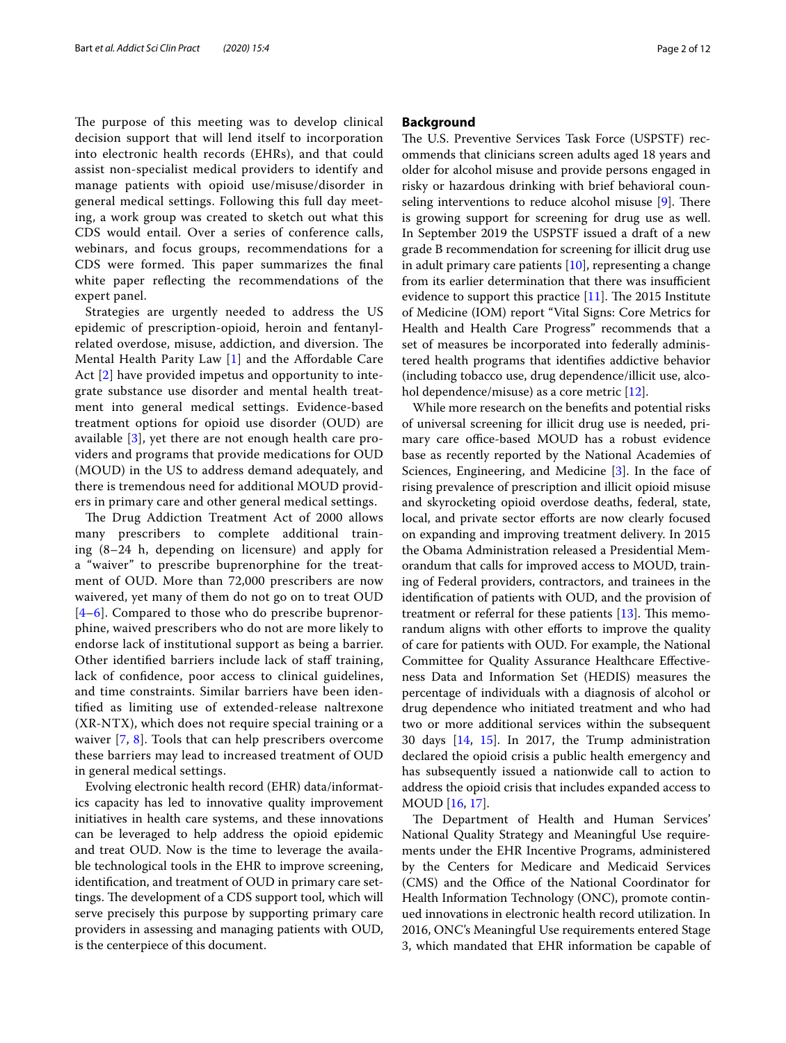The purpose of this meeting was to develop clinical decision support that will lend itself to incorporation into electronic health records (EHRs), and that could assist non-specialist medical providers to identify and manage patients with opioid use/misuse/disorder in general medical settings. Following this full day meeting, a work group was created to sketch out what this CDS would entail. Over a series of conference calls, webinars, and focus groups, recommendations for a CDS were formed. This paper summarizes the final white paper reflecting the recommendations of the expert panel.

Strategies are urgently needed to address the US epidemic of prescription-opioid, heroin and fentanyl-related overdose, misuse, addiction, and diversion. The Mental Health Parity Law [1] and the Affordable Care Act [2] have provided impetus and opportunity to integrate substance use disorder and mental health treatment into general medical settings. Evidence-based treatment options for opioid use disorder (OUD) are available [3], yet there are not enough health care providers and programs that provide medications for OUD (MOUD) in the US to address demand adequately, and there is tremendous need for additional MOUD providers in primary care and other general medical settings.

The Drug Addiction Treatment Act of 2000 allows many prescribers to complete additional training (8–24 h, depending on licensure) and apply for a "waiver" to prescribe buprenorphine for the treatment of OUD. More than 72,000 prescribers are now waivered, yet many of them do not go on to treat OUD [4–6]. Compared to those who do prescribe buprenorphine, waived prescribers who do not are more likely to endorse lack of institutional support as being a barrier. Other identified barriers include lack of staff training, lack of confidence, poor access to clinical guidelines, and time constraints. Similar barriers have been identified as limiting use of extended-release naltrexone (XR-NTX), which does not require special training or a waiver [7, 8]. Tools that can help prescribers overcome these barriers may lead to increased treatment of OUD in general medical settings.

Evolving electronic health record (EHR) data/informatics capacity has led to innovative quality improvement initiatives in health care systems, and these innovations can be leveraged to help address the opioid epidemic and treat OUD. Now is the time to leverage the available technological tools in the EHR to improve screening, identification, and treatment of OUD in primary care settings. The development of a CDS support tool, which will serve precisely this purpose by supporting primary care providers in assessing and managing patients with OUD, is the centerpiece of this document.

## Background

The U.S. Preventive Services Task Force (USPSTF) recommends that clinicians screen adults aged 18 years and older for alcohol misuse and provide persons engaged in risky or hazardous drinking with brief behavioral counseling interventions to reduce alcohol misuse [9]. There is growing support for screening for drug use as well. In September 2019 the USPSTF issued a draft of a new grade B recommendation for screening for illicit drug use in adult primary care patients [10], representing a change from its earlier determination that there was insufficient evidence to support this practice [11]. The 2015 Institute of Medicine (IOM) report "Vital Signs: Core Metrics for Health and Health Care Progress" recommends that a set of measures be incorporated into federally administered health programs that identifies addictive behavior (including tobacco use, drug dependence/illicit use, alcohol dependence/misuse) as a core metric [12].

While more research on the benefits and potential risks of universal screening for illicit drug use is needed, primary care office-based MOUD has a robust evidence base as recently reported by the National Academies of Sciences, Engineering, and Medicine [3]. In the face of rising prevalence of prescription and illicit opioid misuse and skyrocketing opioid overdose deaths, federal, state, local, and private sector efforts are now clearly focused on expanding and improving treatment delivery. In 2015 the Obama Administration released a Presidential Memorandum that calls for improved access to MOUD, training of Federal providers, contractors, and trainees in the identification of patients with OUD, and the provision of treatment or referral for these patients [13]. This memorandum aligns with other efforts to improve the quality of care for patients with OUD. For example, the National Committee for Quality Assurance Healthcare Effectiveness Data and Information Set (HEDIS) measures the percentage of individuals with a diagnosis of alcohol or drug dependence who initiated treatment and who had two or more additional services within the subsequent 30 days [14, 15]. In 2017, the Trump administration declared the opioid crisis a public health emergency and has subsequently issued a nationwide call to action to address the opioid crisis that includes expanded access to MOUD [16, 17].

The Department of Health and Human Services' National Quality Strategy and Meaningful Use requirements under the EHR Incentive Programs, administered by the Centers for Medicare and Medicaid Services (CMS) and the Office of the National Coordinator for Health Information Technology (ONC), promote continued innovations in electronic health record utilization. In 2016, ONC's Meaningful Use requirements entered Stage 3, which mandated that EHR information be capable of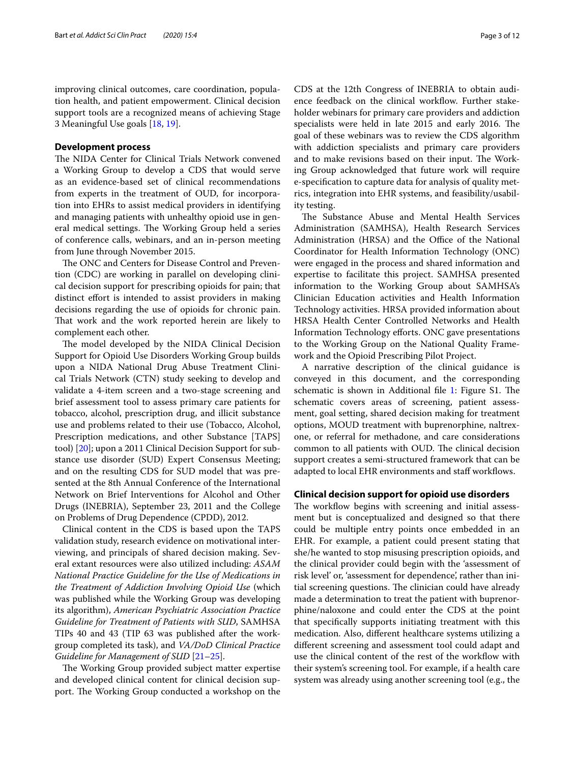improving clinical outcomes, care coordination, population health, and patient empowerment. Clinical decision support tools are a recognized means of achieving Stage 3 Meaningful Use goals [18, 19].

## Development process

The NIDA Center for Clinical Trials Network convened a Working Group to develop a CDS that would serve as an evidence-based set of clinical recommendations from experts in the treatment of OUD, for incorporation into EHRs to assist medical providers in identifying and managing patients with unhealthy opioid use in general medical settings. The Working Group held a series of conference calls, webinars, and an in-person meeting from June through November 2015.

The ONC and Centers for Disease Control and Prevention (CDC) are working in parallel on developing clinical decision support for prescribing opioids for pain; that distinct effort is intended to assist providers in making decisions regarding the use of opioids for chronic pain. That work and the work reported herein are likely to complement each other.

The model developed by the NIDA Clinical Decision Support for Opioid Use Disorders Working Group builds upon a NIDA National Drug Abuse Treatment Clinical Trials Network (CTN) study seeking to develop and validate a 4-item screen and a two-stage screening and brief assessment tool to assess primary care patients for tobacco, alcohol, prescription drug, and illicit substance use and problems related to their use (Tobacco, Alcohol, Prescription medications, and other Substance [TAPS] tool) [20]; upon a 2011 Clinical Decision Support for substance use disorder (SUD) Expert Consensus Meeting; and on the resulting CDS for SUD model that was presented at the 8th Annual Conference of the International Network on Brief Interventions for Alcohol and Other Drugs (INEBRIA), September 23, 2011 and the College on Problems of Drug Dependence (CPDD), 2012.

Clinical content in the CDS is based upon the TAPS validation study, research evidence on motivational interviewing, and principals of shared decision making. Several extant resources were also utilized including: *ASAM National Practice Guideline for the Use of Medications in the Treatment of Addiction Involving Opioid Use* (which was published while the Working Group was developing its algorithm), *American Psychiatric Association Practice Guideline for Treatment of Patients with SUD*, SAMHSA TIPs 40 and 43 (TIP 63 was published after the workgroup completed its task), and *VA/DoD Clinical Practice Guideline for Management of SUD* [21–25].

The Working Group provided subject matter expertise and developed clinical content for clinical decision support. The Working Group conducted a workshop on the CDS at the 12th Congress of INEBRIA to obtain audience feedback on the clinical workflow. Further stakeholder webinars for primary care providers and addiction specialists were held in late 2015 and early 2016. The goal of these webinars was to review the CDS algorithm with addiction specialists and primary care providers and to make revisions based on their input. The Working Group acknowledged that future work will require e-specification to capture data for analysis of quality metrics, integration into EHR systems, and feasibility/usability testing.

The Substance Abuse and Mental Health Services Administration (SAMHSA), Health Research Services Administration (HRSA) and the Office of the National Coordinator for Health Information Technology (ONC) were engaged in the process and shared information and expertise to facilitate this project. SAMHSA presented information to the Working Group about SAMHSA's Clinician Education activities and Health Information Technology activities. HRSA provided information about HRSA Health Center Controlled Networks and Health Information Technology efforts. ONC gave presentations to the Working Group on the National Quality Framework and the Opioid Prescribing Pilot Project.

A narrative description of the clinical guidance is conveyed in this document, and the corresponding schematic is shown in Additional file 1: Figure S1. The schematic covers areas of screening, patient assessment, goal setting, shared decision making for treatment options, MOUD treatment with buprenorphine, naltrexone, or referral for methadone, and care considerations common to all patients with OUD. The clinical decision support creates a semi-structured framework that can be adapted to local EHR environments and staff workflows.

## Clinical decision support for opioid use disorders

The workflow begins with screening and initial assessment but is conceptualized and designed so that there could be multiple entry points once embedded in an EHR. For example, a patient could present stating that she/he wanted to stop misusing prescription opioids, and the clinical provider could begin with the 'assessment of risk level' or, 'assessment for dependence', rather than initial screening questions. The clinician could have already made a determination to treat the patient with buprenorphine/naloxone and could enter the CDS at the point that specifically supports initiating treatment with this medication. Also, different healthcare systems utilizing a different screening and assessment tool could adapt and use the clinical content of the rest of the workflow with their system's screening tool. For example, if a health care system was already using another screening tool (e.g., the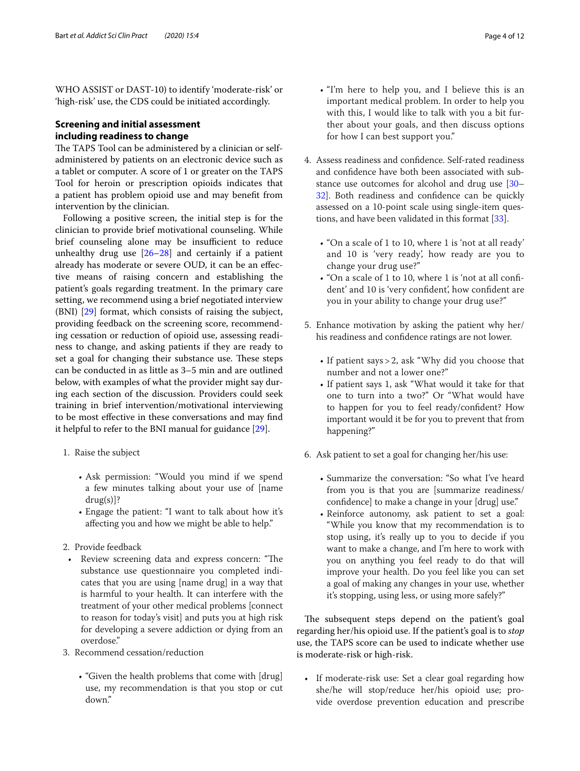WHO ASSIST or DAST-10) to identify 'moderate-risk' or 'high-risk' use, the CDS could be initiated accordingly.

## Screening and initial assessment including readiness to change

The TAPS Tool can be administered by a clinician or self-administered by patients on an electronic device such as a tablet or computer. A score of 1 or greater on the TAPS Tool for heroin or prescription opioids indicates that a patient has problem opioid use and may benefit from intervention by the clinician.

Following a positive screen, the initial step is for the clinician to provide brief motivational counseling. While brief counseling alone may be insufficient to reduce unhealthy drug use [26–28] and certainly if a patient already has moderate or severe OUD, it can be an effective means of raising concern and establishing the patient's goals regarding treatment. In the primary care setting, we recommend using a brief negotiated interview (BNI) [29] format, which consists of raising the subject, providing feedback on the screening score, recommending cessation or reduction of opioid use, assessing readiness to change, and asking patients if they are ready to set a goal for changing their substance use. These steps can be conducted in as little as 3–5 min and are outlined below, with examples of what the provider might say during each section of the discussion. Providers could seek training in brief intervention/motivational interviewing to be most effective in these conversations and may find it helpful to refer to the BNI manual for guidance [29].

1. Raise the subject
   - Ask permission: "Would you mind if we spend a few minutes talking about your use of [name drug(s)]?
   - Engage the patient: "I want to talk about how it's affecting you and how we might be able to help."
2. Provide feedback
   - Review screening data and express concern: "The substance use questionnaire you completed indicates that you are using [name drug] in a way that is harmful to your health. It can interfere with the treatment of your other medical problems [connect to reason for today's visit] and puts you at high risk for developing a severe addiction or dying from an overdose."
3. Recommend cessation/reduction
   - "Given the health problems that come with [drug] use, my recommendation is that you stop or cut down."
   - "I'm here to help you, and I believe this is an important medical problem. In order to help you with this, I would like to talk with you a bit further about your goals, and then discuss options for how I can best support you."
4. Assess readiness and confidence. Self-rated readiness and confidence have both been associated with substance use outcomes for alcohol and drug use [30–32]. Both readiness and confidence can be quickly assessed on a 10-point scale using single-item questions, and have been validated in this format [33].
   - "On a scale of 1 to 10, where 1 is 'not at all ready' and 10 is 'very ready', how ready are you to change your drug use?"
   - "On a scale of 1 to 10, where 1 is 'not at all confident' and 10 is 'very confident', how confident are you in your ability to change your drug use?"
5. Enhance motivation by asking the patient why her/his readiness and confidence ratings are not lower.
   - If patient says > 2, ask "Why did you choose that number and not a lower one?"
   - If patient says 1, ask "What would it take for that one to turn into a two?" Or "What would have to happen for you to feel ready/confident? How important would it be for you to prevent that from happening?"
6. Ask patient to set a goal for changing her/his use:
   - Summarize the conversation: "So what I've heard from you is that you are [summarize readiness/confidence] to make a change in your [drug] use."
   - Reinforce autonomy, ask patient to set a goal: "While you know that my recommendation is to stop using, it's really up to you to decide if you want to make a change, and I'm here to work with you on anything you feel ready to do that will improve your health. Do you feel like you can set a goal of making any changes in your use, whether it's stopping, using less, or using more safely?"

The subsequent steps depend on the patient's goal regarding her/his opioid use. If the patient's goal is to *stop* use, the TAPS score can be used to indicate whether use is moderate-risk or high-risk.

- If moderate-risk use: Set a clear goal regarding how she/he will stop/reduce her/his opioid use; provide overdose prevention education and prescribe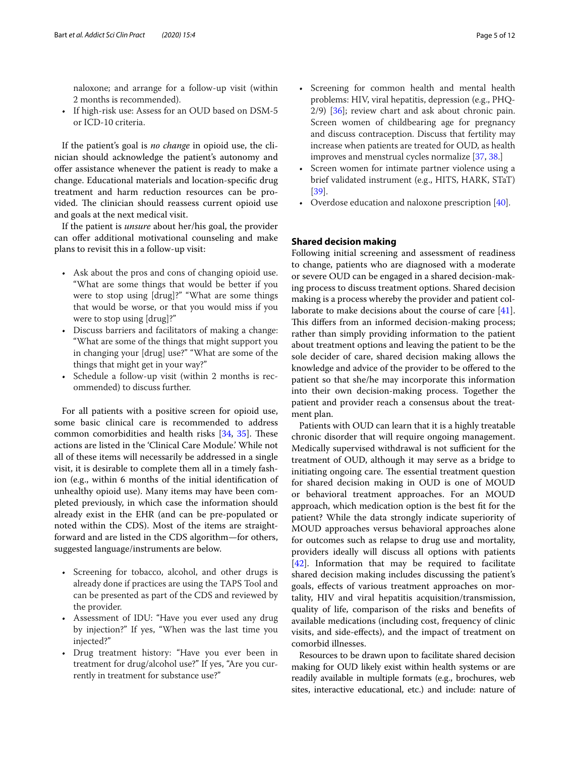naloxone; and arrange for a follow-up visit (within 2 months is recommended).

- If high-risk use: Assess for an OUD based on DSM-5 or ICD-10 criteria.

If the patient's goal is *no change* in opioid use, the clinician should acknowledge the patient's autonomy and offer assistance whenever the patient is ready to make a change. Educational materials and location-specific drug treatment and harm reduction resources can be provided. The clinician should reassess current opioid use and goals at the next medical visit.

If the patient is *unsure* about her/his goal, the provider can offer additional motivational counseling and make plans to revisit this in a follow-up visit:

- Ask about the pros and cons of changing opioid use. "What are some things that would be better if you were to stop using [drug]?" "What are some things that would be worse, or that you would miss if you were to stop using [drug]?"
- Discuss barriers and facilitators of making a change: "What are some of the things that might support you in changing your [drug] use?" "What are some of the things that might get in your way?"
- Schedule a follow-up visit (within 2 months is recommended) to discuss further.

For all patients with a positive screen for opioid use, some basic clinical care is recommended to address common comorbidities and health risks [34, 35]. These actions are listed in the 'Clinical Care Module.' While not all of these items will necessarily be addressed in a single visit, it is desirable to complete them all in a timely fashion (e.g., within 6 months of the initial identification of unhealthy opioid use). Many items may have been completed previously, in which case the information should already exist in the EHR (and can be pre-populated or noted within the CDS). Most of the items are straightforward and are listed in the CDS algorithm—for others, suggested language/instruments are below.

- Screening for tobacco, alcohol, and other drugs is already done if practices are using the TAPS Tool and can be presented as part of the CDS and reviewed by the provider.
- Assessment of IDU: "Have you ever used any drug by injection?" If yes, "When was the last time you injected?"
- Drug treatment history: "Have you ever been in treatment for drug/alcohol use?" If yes, "Are you currently in treatment for substance use?"
- Screening for common health and mental health problems: HIV, viral hepatitis, depression (e.g., PHQ-2/9) [36]; review chart and ask about chronic pain. Screen women of childbearing age for pregnancy and discuss contraception. Discuss that fertility may increase when patients are treated for OUD, as health improves and menstrual cycles normalize [37, 38.]
- Screen women for intimate partner violence using a brief validated instrument (e.g., HITS, HARK, STaT) [39].
- Overdose education and naloxone prescription [40].

## Shared decision making

Following initial screening and assessment of readiness to change, patients who are diagnosed with a moderate or severe OUD can be engaged in a shared decision-making process to discuss treatment options. Shared decision making is a process whereby the provider and patient collaborate to make decisions about the course of care [41]. This differs from an informed decision-making process; rather than simply providing information to the patient about treatment options and leaving the patient to be the sole decider of care, shared decision making allows the knowledge and advice of the provider to be offered to the patient so that she/he may incorporate this information into their own decision-making process. Together the patient and provider reach a consensus about the treatment plan.

Patients with OUD can learn that it is a highly treatable chronic disorder that will require ongoing management. Medically supervised withdrawal is not sufficient for the treatment of OUD, although it may serve as a bridge to initiating ongoing care. The essential treatment question for shared decision making in OUD is one of MOUD or behavioral treatment approaches. For an MOUD approach, which medication option is the best fit for the patient? While the data strongly indicate superiority of MOUD approaches versus behavioral approaches alone for outcomes such as relapse to drug use and mortality, providers ideally will discuss all options with patients [42]. Information that may be required to facilitate shared decision making includes discussing the patient's goals, effects of various treatment approaches on mortality, HIV and viral hepatitis acquisition/transmission, quality of life, comparison of the risks and benefits of available medications (including cost, frequency of clinic visits, and side-effects), and the impact of treatment on comorbid illnesses.

Resources to be drawn upon to facilitate shared decision making for OUD likely exist within health systems or are readily available in multiple formats (e.g., brochures, web sites, interactive educational, etc.) and include: nature of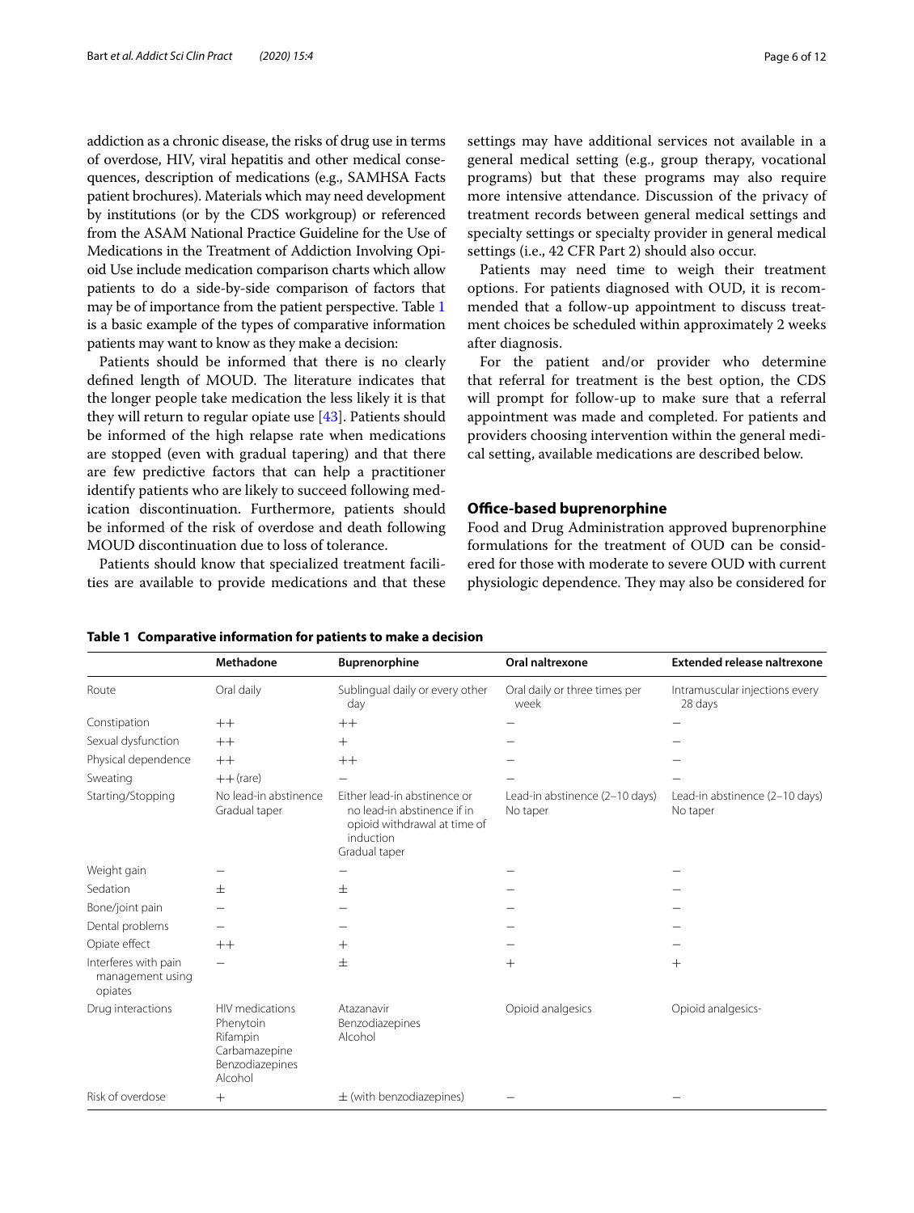addiction as a chronic disease, the risks of drug use in terms of overdose, HIV, viral hepatitis and other medical consequences, description of medications (e.g., SAMHSA Facts patient brochures). Materials which may need development by institutions (or by the CDS workgroup) or referenced from the ASAM National Practice Guideline for the Use of Medications in the Treatment of Addiction Involving Opioid Use include medication comparison charts which allow patients to do a side-by-side comparison of factors that may be of importance from the patient perspective. Table 1 is a basic example of the types of comparative information patients may want to know as they make a decision:

Patients should be informed that there is no clearly defined length of MOUD. The literature indicates that the longer people take medication the less likely it is that they will return to regular opiate use [43]. Patients should be informed of the high relapse rate when medications are stopped (even with gradual tapering) and that there are few predictive factors that can help a practitioner identify patients who are likely to succeed following medication discontinuation. Furthermore, patients should be informed of the risk of overdose and death following MOUD discontinuation due to loss of tolerance.

Patients should know that specialized treatment facilities are available to provide medications and that these settings may have additional services not available in a general medical setting (e.g., group therapy, vocational programs) but that these programs may also require more intensive attendance. Discussion of the privacy of treatment records between general medical settings and specialty settings or specialty provider in general medical settings (i.e., 42 CFR Part 2) should also occur.

Patients may need time to weigh their treatment options. For patients diagnosed with OUD, it is recommended that a follow-up appointment to discuss treatment choices be scheduled within approximately 2 weeks after diagnosis.

For the patient and/or provider who determine that referral for treatment is the best option, the CDS will prompt for follow-up to make sure that a referral appointment was made and completed. For patients and providers choosing intervention within the general medical setting, available medications are described below.

## Office-based buprenorphine

Food and Drug Administration approved buprenorphine formulations for the treatment of OUD can be considered for those with moderate to severe OUD with current physiologic dependence. They may also be considered for

**Table 1 Comparative information for patients to make a decision**

| | Methadone | Buprenorphine | Oral naltrexone | Extended release naltrexone |
|---|---|---|---|---|
| Route | Oral daily | Sublingual daily or every other day | Oral daily or three times per week | Intramuscular injections every 28 days |
| Constipation | ++ | ++ | – | – |
| Sexual dysfunction | ++ | + | – | – |
| Physical dependence | ++ | ++ | – | – |
| Sweating | ++ (rare) | – | – | – |
| Starting/Stopping | No lead-in abstinence<br>Gradual taper | Either lead-in abstinence or no lead-in abstinence if in opioid withdrawal at time of induction<br>Gradual taper | Lead-in abstinence (2–10 days)<br>No taper | Lead-in abstinence (2–10 days)<br>No taper |
| Weight gain | – | – | – | – |
| Sedation | ± | ± | – | – |
| Bone/joint pain | – | – | – | – |
| Dental problems | – | – | – | – |
| Opiate effect | ++ | + | – | – |
| Interferes with pain management using opiates | – | ± | + | + |
| Drug interactions | HIV medications<br>Phenytoin<br>Rifampin<br>Carbamazepine<br>Benzodiazepines<br>Alcohol | Atazanavir<br>Benzodiazepines<br>Alcohol | Opioid analgesics | Opioid analgesics- |
| Risk of overdose | + | ± (with benzodiazepines) | – | – |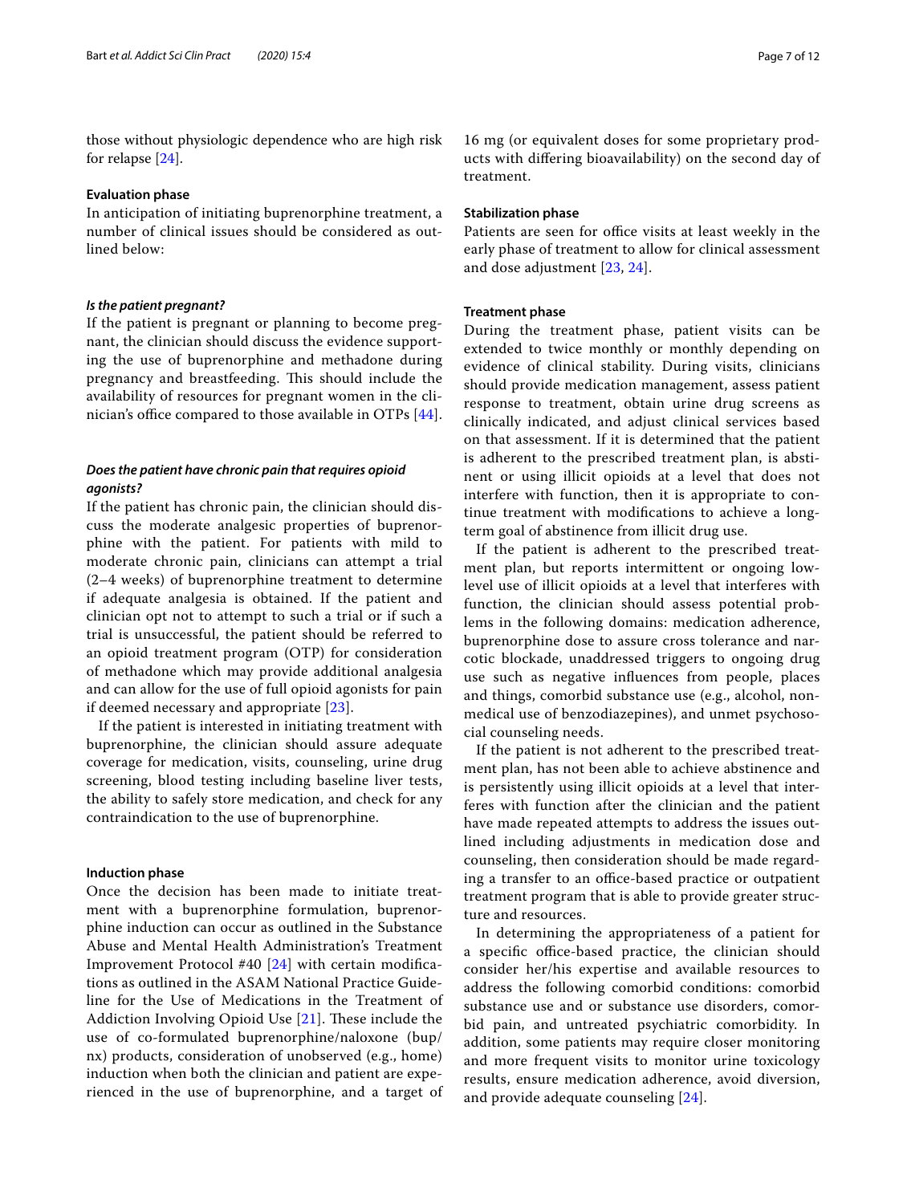those without physiologic dependence who are high risk for relapse [24].

### Evaluation phase

In anticipation of initiating buprenorphine treatment, a number of clinical issues should be considered as outlined below:

#### *Is the patient pregnant?*

If the patient is pregnant or planning to become pregnant, the clinician should discuss the evidence supporting the use of buprenorphine and methadone during pregnancy and breastfeeding. This should include the availability of resources for pregnant women in the clinician's office compared to those available in OTPs [44].

#### *Does the patient have chronic pain that requires opioid agonists?*

If the patient has chronic pain, the clinician should discuss the moderate analgesic properties of buprenorphine with the patient. For patients with mild to moderate chronic pain, clinicians can attempt a trial (2–4 weeks) of buprenorphine treatment to determine if adequate analgesia is obtained. If the patient and clinician opt not to attempt to such a trial or if such a trial is unsuccessful, the patient should be referred to an opioid treatment program (OTP) for consideration of methadone which may provide additional analgesia and can allow for the use of full opioid agonists for pain if deemed necessary and appropriate [23].

If the patient is interested in initiating treatment with buprenorphine, the clinician should assure adequate coverage for medication, visits, counseling, urine drug screening, blood testing including baseline liver tests, the ability to safely store medication, and check for any contraindication to the use of buprenorphine.

### Induction phase

Once the decision has been made to initiate treatment with a buprenorphine formulation, buprenorphine induction can occur as outlined in the Substance Abuse and Mental Health Administration's Treatment Improvement Protocol #40 [24] with certain modifications as outlined in the ASAM National Practice Guideline for the Use of Medications in the Treatment of Addiction Involving Opioid Use [21]. These include the use of co-formulated buprenorphine/naloxone (bup/nx) products, consideration of unobserved (e.g., home) induction when both the clinician and patient are experienced in the use of buprenorphine, and a target of 16 mg (or equivalent doses for some proprietary products with differing bioavailability) on the second day of treatment.

### Stabilization phase

Patients are seen for office visits at least weekly in the early phase of treatment to allow for clinical assessment and dose adjustment [23, 24].

### Treatment phase

During the treatment phase, patient visits can be extended to twice monthly or monthly depending on evidence of clinical stability. During visits, clinicians should provide medication management, assess patient response to treatment, obtain urine drug screens as clinically indicated, and adjust clinical services based on that assessment. If it is determined that the patient is adherent to the prescribed treatment plan, is abstinent or using illicit opioids at a level that does not interfere with function, then it is appropriate to continue treatment with modifications to achieve a long-term goal of abstinence from illicit drug use.

If the patient is adherent to the prescribed treatment plan, but reports intermittent or ongoing low-level use of illicit opioids at a level that interferes with function, the clinician should assess potential problems in the following domains: medication adherence, buprenorphine dose to assure cross tolerance and narcotic blockade, unaddressed triggers to ongoing drug use such as negative influences from people, places and things, comorbid substance use (e.g., alcohol, non-medical use of benzodiazepines), and unmet psychosocial counseling needs.

If the patient is not adherent to the prescribed treatment plan, has not been able to achieve abstinence and is persistently using illicit opioids at a level that interferes with function after the clinician and the patient have made repeated attempts to address the issues outlined including adjustments in medication dose and counseling, then consideration should be made regarding a transfer to an office-based practice or outpatient treatment program that is able to provide greater structure and resources.

In determining the appropriateness of a patient for a specific office-based practice, the clinician should consider her/his expertise and available resources to address the following comorbid conditions: comorbid substance use and or substance use disorders, comorbid pain, and untreated psychiatric comorbidity. In addition, some patients may require closer monitoring and more frequent visits to monitor urine toxicology results, ensure medication adherence, avoid diversion, and provide adequate counseling [24].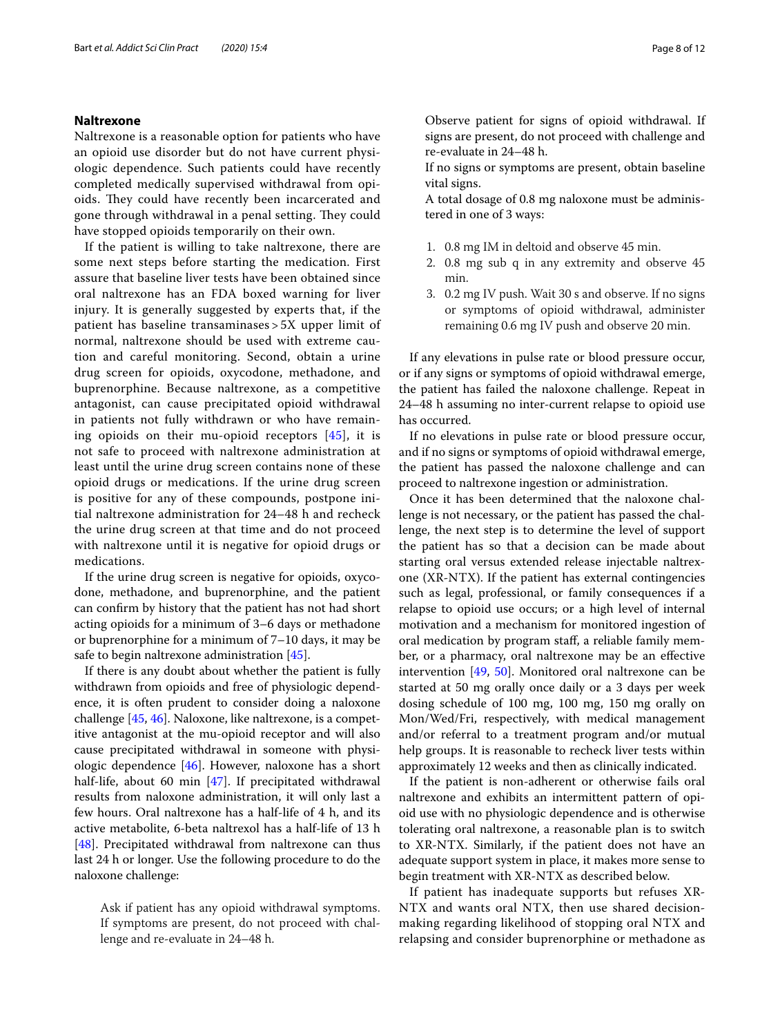## Naltrexone

Naltrexone is a reasonable option for patients who have an opioid use disorder but do not have current physiologic dependence. Such patients could have recently completed medically supervised withdrawal from opioids. They could have recently been incarcerated and gone through withdrawal in a penal setting. They could have stopped opioids temporarily on their own.

If the patient is willing to take naltrexone, there are some next steps before starting the medication. First assure that baseline liver tests have been obtained since oral naltrexone has an FDA boxed warning for liver injury. It is generally suggested by experts that, if the patient has baseline transaminases > 5X upper limit of normal, naltrexone should be used with extreme caution and careful monitoring. Second, obtain a urine drug screen for opioids, oxycodone, methadone, and buprenorphine. Because naltrexone, as a competitive antagonist, can cause precipitated opioid withdrawal in patients not fully withdrawn or who have remaining opioids on their mu-opioid receptors [45], it is not safe to proceed with naltrexone administration at least until the urine drug screen contains none of these opioid drugs or medications. If the urine drug screen is positive for any of these compounds, postpone initial naltrexone administration for 24–48 h and recheck the urine drug screen at that time and do not proceed with naltrexone until it is negative for opioid drugs or medications.

If the urine drug screen is negative for opioids, oxycodone, methadone, and buprenorphine, and the patient can confirm by history that the patient has not had short acting opioids for a minimum of 3–6 days or methadone or buprenorphine for a minimum of 7–10 days, it may be safe to begin naltrexone administration [45].

If there is any doubt about whether the patient is fully withdrawn from opioids and free of physiologic dependence, it is often prudent to consider doing a naloxone challenge [45, 46]. Naloxone, like naltrexone, is a competitive antagonist at the mu-opioid receptor and will also cause precipitated withdrawal in someone with physiologic dependence [46]. However, naloxone has a short half-life, about 60 min [47]. If precipitated withdrawal results from naloxone administration, it will only last a few hours. Oral naltrexone has a half-life of 4 h, and its active metabolite, 6-beta naltrexol has a half-life of 13 h [48]. Precipitated withdrawal from naltrexone can thus last 24 h or longer. Use the following procedure to do the naloxone challenge:

> Ask if patient has any opioid withdrawal symptoms. If symptoms are present, do not proceed with challenge and re-evaluate in 24–48 h.
>
> Observe patient for signs of opioid withdrawal. If signs are present, do not proceed with challenge and re-evaluate in 24–48 h.
>
> If no signs or symptoms are present, obtain baseline vital signs.
>
> A total dosage of 0.8 mg naloxone must be administered in one of 3 ways:
>
> 1. 0.8 mg IM in deltoid and observe 45 min.
> 2. 0.8 mg sub q in any extremity and observe 45 min.
> 3. 0.2 mg IV push. Wait 30 s and observe. If no signs or symptoms of opioid withdrawal, administer remaining 0.6 mg IV push and observe 20 min.

If any elevations in pulse rate or blood pressure occur, or if any signs or symptoms of opioid withdrawal emerge, the patient has failed the naloxone challenge. Repeat in 24–48 h assuming no inter-current relapse to opioid use has occurred.

If no elevations in pulse rate or blood pressure occur, and if no signs or symptoms of opioid withdrawal emerge, the patient has passed the naloxone challenge and can proceed to naltrexone ingestion or administration.

Once it has been determined that the naloxone challenge is not necessary, or the patient has passed the challenge, the next step is to determine the level of support the patient has so that a decision can be made about starting oral versus extended release injectable naltrexone (XR-NTX). If the patient has external contingencies such as legal, professional, or family consequences if a relapse to opioid use occurs; or a high level of internal motivation and a mechanism for monitored ingestion of oral medication by program staff, a reliable family member, or a pharmacy, oral naltrexone may be an effective intervention [49, 50]. Monitored oral naltrexone can be started at 50 mg orally once daily or a 3 days per week dosing schedule of 100 mg, 100 mg, 150 mg orally on Mon/Wed/Fri, respectively, with medical management and/or referral to a treatment program and/or mutual help groups. It is reasonable to recheck liver tests within approximately 12 weeks and then as clinically indicated.

If the patient is non-adherent or otherwise fails oral naltrexone and exhibits an intermittent pattern of opioid use with no physiologic dependence and is otherwise tolerating oral naltrexone, a reasonable plan is to switch to XR-NTX. Similarly, if the patient does not have an adequate support system in place, it makes more sense to begin treatment with XR-NTX as described below.

If patient has inadequate supports but refuses XR-NTX and wants oral NTX, then use shared decision-making regarding likelihood of stopping oral NTX and relapsing and consider buprenorphine or methadone as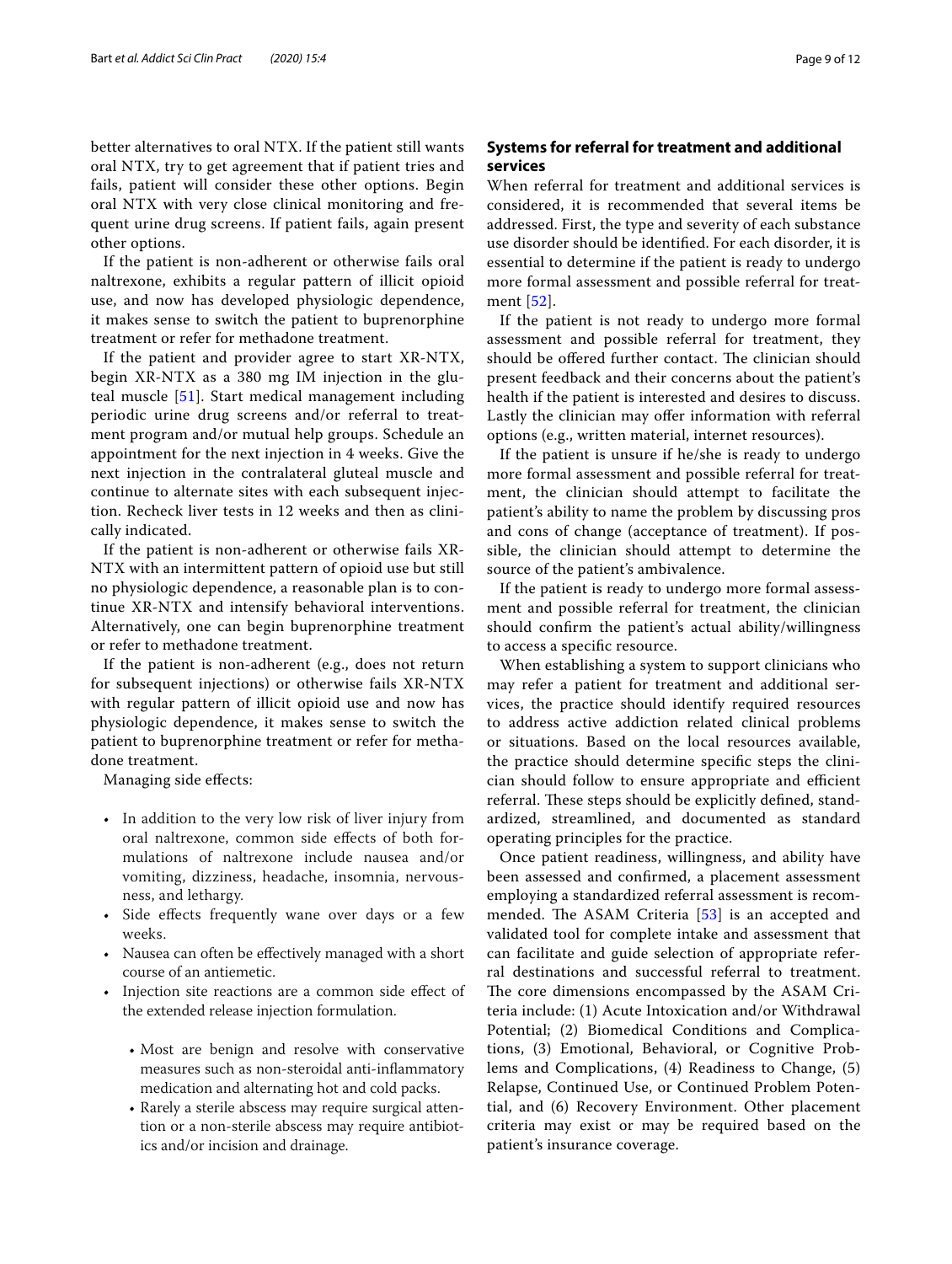better alternatives to oral NTX. If the patient still wants oral NTX, try to get agreement that if patient tries and fails, patient will consider these other options. Begin oral NTX with very close clinical monitoring and frequent urine drug screens. If patient fails, again present other options.

If the patient is non-adherent or otherwise fails oral naltrexone, exhibits a regular pattern of illicit opioid use, and now has developed physiologic dependence, it makes sense to switch the patient to buprenorphine treatment or refer for methadone treatment.

If the patient and provider agree to start XR-NTX, begin XR-NTX as a 380 mg IM injection in the gluteal muscle [51]. Start medical management including periodic urine drug screens and/or referral to treatment program and/or mutual help groups. Schedule an appointment for the next injection in 4 weeks. Give the next injection in the contralateral gluteal muscle and continue to alternate sites with each subsequent injection. Recheck liver tests in 12 weeks and then as clinically indicated.

If the patient is non-adherent or otherwise fails XR-NTX with an intermittent pattern of opioid use but still no physiologic dependence, a reasonable plan is to continue XR-NTX and intensify behavioral interventions. Alternatively, one can begin buprenorphine treatment or refer to methadone treatment.

If the patient is non-adherent (e.g., does not return for subsequent injections) or otherwise fails XR-NTX with regular pattern of illicit opioid use and now has physiologic dependence, it makes sense to switch the patient to buprenorphine treatment or refer for methadone treatment.

Managing side effects:

- In addition to the very low risk of liver injury from oral naltrexone, common side effects of both formulations of naltrexone include nausea and/or vomiting, dizziness, headache, insomnia, nervousness, and lethargy.
- Side effects frequently wane over days or a few weeks.
- Nausea can often be effectively managed with a short course of an antiemetic.
- Injection site reactions are a common side effect of the extended release injection formulation.
  - Most are benign and resolve with conservative measures such as non-steroidal anti-inflammatory medication and alternating hot and cold packs.
  - Rarely a sterile abscess may require surgical attention or a non-sterile abscess may require antibiotics and/or incision and drainage.

## Systems for referral for treatment and additional services

When referral for treatment and additional services is considered, it is recommended that several items be addressed. First, the type and severity of each substance use disorder should be identified. For each disorder, it is essential to determine if the patient is ready to undergo more formal assessment and possible referral for treatment [52].

If the patient is not ready to undergo more formal assessment and possible referral for treatment, they should be offered further contact. The clinician should present feedback and their concerns about the patient's health if the patient is interested and desires to discuss. Lastly the clinician may offer information with referral options (e.g., written material, internet resources).

If the patient is unsure if he/she is ready to undergo more formal assessment and possible referral for treatment, the clinician should attempt to facilitate the patient's ability to name the problem by discussing pros and cons of change (acceptance of treatment). If possible, the clinician should attempt to determine the source of the patient's ambivalence.

If the patient is ready to undergo more formal assessment and possible referral for treatment, the clinician should confirm the patient's actual ability/willingness to access a specific resource.

When establishing a system to support clinicians who may refer a patient for treatment and additional services, the practice should identify required resources to address active addiction related clinical problems or situations. Based on the local resources available, the practice should determine specific steps the clinician should follow to ensure appropriate and efficient referral. These steps should be explicitly defined, standardized, streamlined, and documented as standard operating principles for the practice.

Once patient readiness, willingness, and ability have been assessed and confirmed, a placement assessment employing a standardized referral assessment is recommended. The ASAM Criteria [53] is an accepted and validated tool for complete intake and assessment that can facilitate and guide selection of appropriate referral destinations and successful referral to treatment. The core dimensions encompassed by the ASAM Criteria include: (1) Acute Intoxication and/or Withdrawal Potential; (2) Biomedical Conditions and Complications, (3) Emotional, Behavioral, or Cognitive Problems and Complications, (4) Readiness to Change, (5) Relapse, Continued Use, or Continued Problem Potential, and (6) Recovery Environment. Other placement criteria may exist or may be required based on the patient's insurance coverage.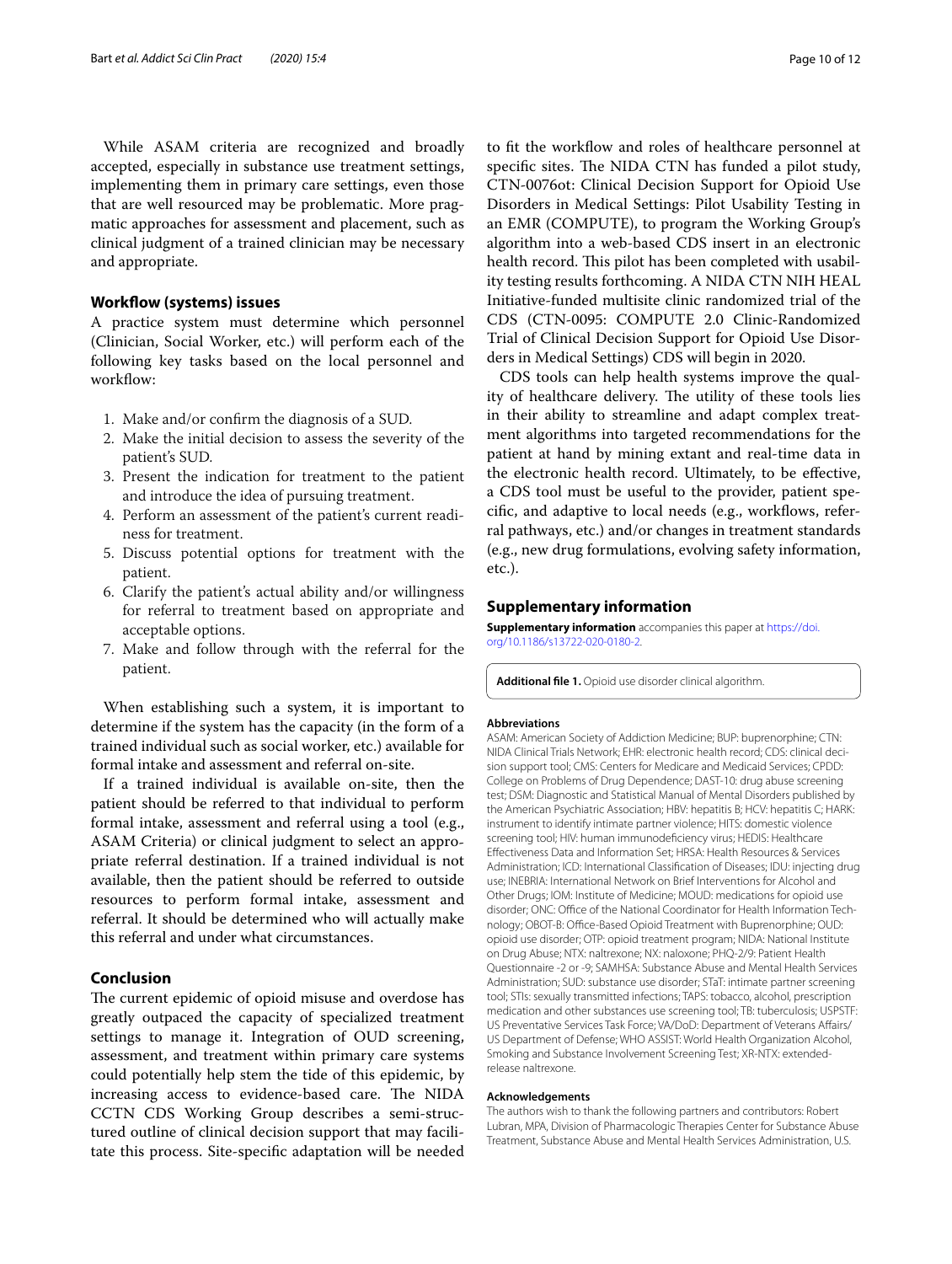While ASAM criteria are recognized and broadly accepted, especially in substance use treatment settings, implementing them in primary care settings, even those that are well resourced may be problematic. More pragmatic approaches for assessment and placement, such as clinical judgment of a trained clinician may be necessary and appropriate.

### Workflow (systems) issues

A practice system must determine which personnel (Clinician, Social Worker, etc.) will perform each of the following key tasks based on the local personnel and workflow:

1. Make and/or confirm the diagnosis of a SUD.
2. Make the initial decision to assess the severity of the patient's SUD.
3. Present the indication for treatment to the patient and introduce the idea of pursuing treatment.
4. Perform an assessment of the patient's current readiness for treatment.
5. Discuss potential options for treatment with the patient.
6. Clarify the patient's actual ability and/or willingness for referral to treatment based on appropriate and acceptable options.
7. Make and follow through with the referral for the patient.

When establishing such a system, it is important to determine if the system has the capacity (in the form of a trained individual such as social worker, etc.) available for formal intake and assessment and referral on-site.

If a trained individual is available on-site, then the patient should be referred to that individual to perform formal intake, assessment and referral using a tool (e.g., ASAM Criteria) or clinical judgment to select an appropriate referral destination. If a trained individual is not available, then the patient should be referred to outside resources to perform formal intake, assessment and referral. It should be determined who will actually make this referral and under what circumstances.

## Conclusion

The current epidemic of opioid misuse and overdose has greatly outpaced the capacity of specialized treatment settings to manage it. Integration of OUD screening, assessment, and treatment within primary care systems could potentially help stem the tide of this epidemic, by increasing access to evidence-based care. The NIDA CCTN CDS Working Group describes a semi-structured outline of clinical decision support that may facilitate this process. Site-specific adaptation will be needed to fit the workflow and roles of healthcare personnel at specific sites. The NIDA CTN has funded a pilot study, CTN-0076ot: Clinical Decision Support for Opioid Use Disorders in Medical Settings: Pilot Usability Testing in an EMR (COMPUTE), to program the Working Group's algorithm into a web-based CDS insert in an electronic health record. This pilot has been completed with usability testing results forthcoming. A NIDA CTN NIH HEAL Initiative-funded multisite clinic randomized trial of the CDS (CTN-0095: COMPUTE 2.0 Clinic-Randomized Trial of Clinical Decision Support for Opioid Use Disorders in Medical Settings) CDS will begin in 2020.

CDS tools can help health systems improve the quality of healthcare delivery. The utility of these tools lies in their ability to streamline and adapt complex treatment algorithms into targeted recommendations for the patient at hand by mining extant and real-time data in the electronic health record. Ultimately, to be effective, a CDS tool must be useful to the provider, patient specific, and adaptive to local needs (e.g., workflows, referral pathways, etc.) and/or changes in treatment standards (e.g., new drug formulations, evolving safety information, etc.).

## Supplementary information

**Supplementary information** accompanies this paper at https://doi.org/10.1186/s13722-020-0180-2.

**Additional file 1.** Opioid use disorder clinical algorithm.

#### Abbreviations

ASAM: American Society of Addiction Medicine; BUP: buprenorphine; CTN: NIDA Clinical Trials Network; EHR: electronic health record; CDS: clinical decision support tool; CMS: Centers for Medicare and Medicaid Services; CPDD: College on Problems of Drug Dependence; DAST-10: drug abuse screening test; DSM: Diagnostic and Statistical Manual of Mental Disorders published by the American Psychiatric Association; HBV: hepatitis B; HCV: hepatitis C; HARK: instrument to identify intimate partner violence; HITS: domestic violence screening tool; HIV: human immunodeficiency virus; HEDIS: Healthcare Effectiveness Data and Information Set; HRSA: Health Resources & Services Administration; ICD: International Classification of Diseases; IDU: injecting drug use; INEBRIA: International Network on Brief Interventions for Alcohol and Other Drugs; IOM: Institute of Medicine; MOUD: medications for opioid use disorder; ONC: Office of the National Coordinator for Health Information Technology; OBOT-B: Office-Based Opioid Treatment with Buprenorphine; OUD: opioid use disorder; OTP: opioid treatment program; NIDA: National Institute on Drug Abuse; NTX: naltrexone; NX: naloxone; PHQ-2/9: Patient Health Questionnaire -2 or -9; SAMHSA: Substance Abuse and Mental Health Services Administration; SUD: substance use disorder; STaT: intimate partner screening tool; STIs: sexually transmitted infections; TAPS: tobacco, alcohol, prescription medication and other substances use screening tool; TB: tuberculosis; USPSTF: US Preventative Services Task Force; VA/DoD: Department of Veterans Affairs/US Department of Defense; WHO ASSIST: World Health Organization Alcohol, Smoking and Substance Involvement Screening Test; XR-NTX: extended-release naltrexone.

#### Acknowledgements

The authors wish to thank the following partners and contributors: Robert Lubran, MPA, Division of Pharmacologic Therapies Center for Substance Abuse Treatment, Substance Abuse and Mental Health Services Administration, U.S.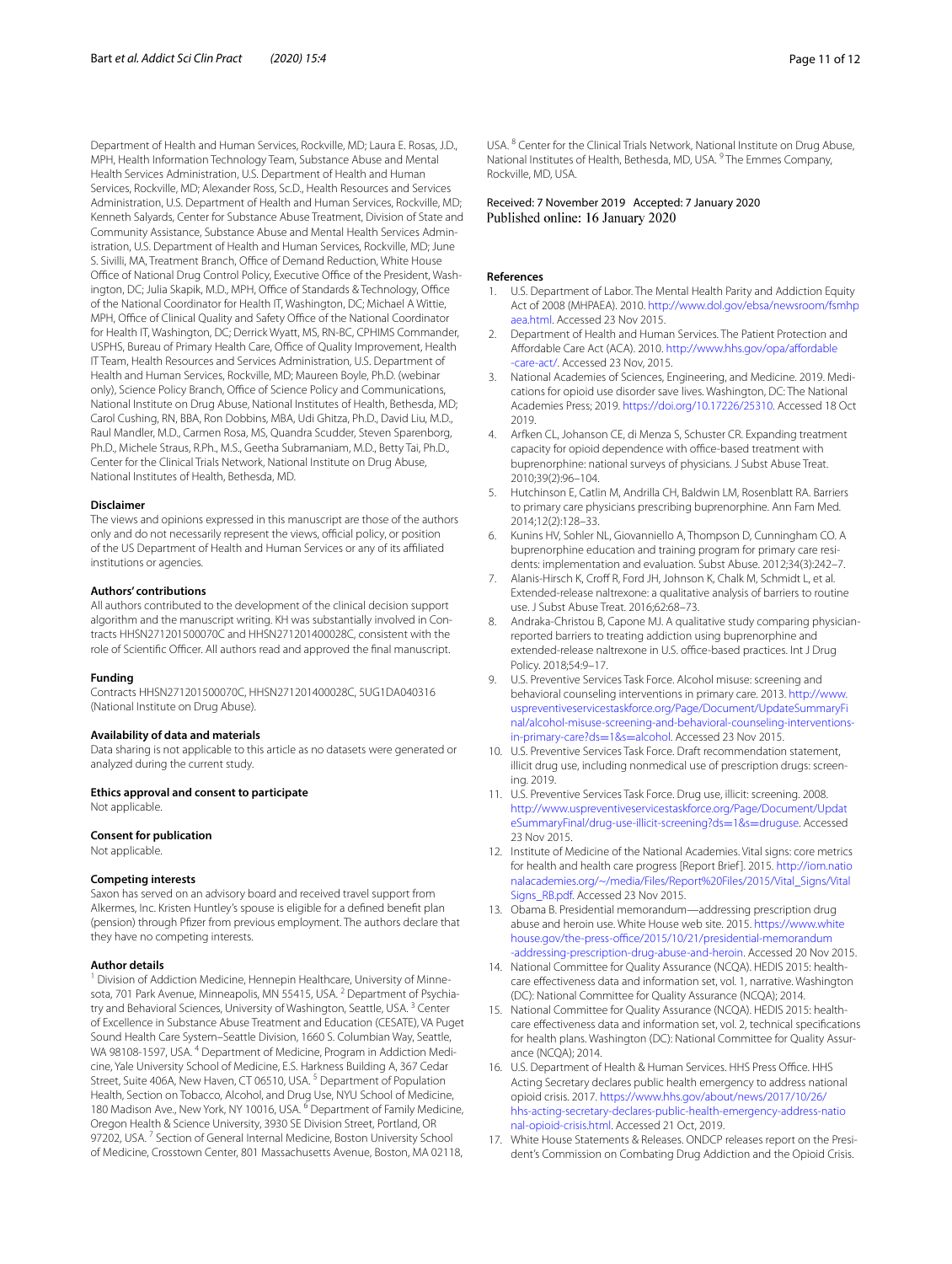Department of Health and Human Services, Rockville, MD; Laura E. Rosas, J.D., MPH, Health Information Technology Team, Substance Abuse and Mental Health Services Administration, U.S. Department of Health and Human Services, Rockville, MD; Alexander Ross, Sc.D., Health Resources and Services Administration, U.S. Department of Health and Human Services, Rockville, MD; Kenneth Salyards, Center for Substance Abuse Treatment, Division of State and Community Assistance, Substance Abuse and Mental Health Services Administration, U.S. Department of Health and Human Services, Rockville, MD; June S. Sivilli, MA, Treatment Branch, Office of Demand Reduction, White House Office of National Drug Control Policy, Executive Office of the President, Washington, DC; Julia Skapik, M.D., MPH, Office of Standards & Technology, Office of the National Coordinator for Health IT, Washington, DC; Michael A Wittie, MPH, Office of Clinical Quality and Safety Office of the National Coordinator for Health IT, Washington, DC; Derrick Wyatt, MS, RN-BC, CPHIMS Commander, USPHS, Bureau of Primary Health Care, Office of Quality Improvement, Health IT Team, Health Resources and Services Administration, U.S. Department of Health and Human Services, Rockville, MD; Maureen Boyle, Ph.D. (webinar only), Science Policy Branch, Office of Science Policy and Communications, National Institute on Drug Abuse, National Institutes of Health, Bethesda, MD; Carol Cushing, RN, BBA, Ron Dobbins, MBA, Udi Ghitza, Ph.D., David Liu, M.D., Raul Mandler, M.D., Carmen Rosa, MS, Quandra Scudder, Steven Sparenborg, Ph.D., Michele Straus, R.Ph., M.S., Geetha Subramaniam, M.D., Betty Tai, Ph.D., Center for the Clinical Trials Network, National Institute on Drug Abuse, National Institutes of Health, Bethesda, MD.

### Disclaimer

The views and opinions expressed in this manuscript are those of the authors only and do not necessarily represent the views, official policy, or position of the US Department of Health and Human Services or any of its affiliated institutions or agencies.

### Authors' contributions

All authors contributed to the development of the clinical decision support algorithm and the manuscript writing. KH was substantially involved in Contracts HHSN271201500070C and HHSN271201400028C, consistent with the role of Scientific Officer. All authors read and approved the final manuscript.

### Funding

Contracts HHSN271201500070C, HHSN271201400028C, 5UG1DA040316 (National Institute on Drug Abuse).

### Availability of data and materials

Data sharing is not applicable to this article as no datasets were generated or analyzed during the current study.

### Ethics approval and consent to participate

Not applicable.

### Consent for publication

Not applicable.

### Competing interests

Saxon has served on an advisory board and received travel support from Alkermes, Inc. Kristen Huntley's spouse is eligible for a defined benefit plan (pension) through Pfizer from previous employment. The authors declare that they have no competing interests.

### Author details

[1] Division of Addiction Medicine, Hennepin Healthcare, University of Minnesota, 701 Park Avenue, Minneapolis, MN 55415, USA. [2] Department of Psychiatry and Behavioral Sciences, University of Washington, Seattle, USA. [3] Center of Excellence in Substance Abuse Treatment and Education (CESATE), VA Puget Sound Health Care System–Seattle Division, 1660 S. Columbian Way, Seattle, WA 98108-1597, USA. [4] Department of Medicine, Program in Addiction Medicine, Yale University School of Medicine, E.S. Harkness Building A, 367 Cedar Street, Suite 406A, New Haven, CT 06510, USA. [5] Department of Population Health, Section on Tobacco, Alcohol, and Drug Use, NYU School of Medicine, 180 Madison Ave., New York, NY 10016, USA. [6] Department of Family Medicine, Oregon Health & Science University, 3930 SE Division Street, Portland, OR 97202, USA. [7] Section of General Internal Medicine, Boston University School of Medicine, Crosstown Center, 801 Massachusetts Avenue, Boston, MA 02118, USA. [8] Center for the Clinical Trials Network, National Institute on Drug Abuse, National Institutes of Health, Bethesda, MD, USA. [9] The Emmes Company, Rockville, MD, USA.

Received: 7 November 2019 Accepted: 7 January 2020
Published online: 16 January 2020

### References

1. U.S. Department of Labor. The Mental Health Parity and Addiction Equity Act of 2008 (MHPAEA). 2010. http://www.dol.gov/ebsa/newsroom/fsmhpaea.html. Accessed 23 Nov 2015.
2. Department of Health and Human Services. The Patient Protection and Affordable Care Act (ACA). 2010. http://www.hhs.gov/opa/affordable-care-act/. Accessed 23 Nov, 2015.
3. National Academies of Sciences, Engineering, and Medicine. 2019. Medications for opioid use disorder save lives. Washington, DC: The National Academies Press; 2019. https://doi.org/10.17226/25310. Accessed 18 Oct 2019.
4. Arfken CL, Johanson CE, di Menza S, Schuster CR. Expanding treatment capacity for opioid dependence with office-based treatment with buprenorphine: national surveys of physicians. J Subst Abuse Treat. 2010;39(2):96–104.
5. Hutchinson E, Catlin M, Andrilla CH, Baldwin LM, Rosenblatt RA. Barriers to primary care physicians prescribing buprenorphine. Ann Fam Med. 2014;12(2):128–33.
6. Kunins HV, Sohler NL, Giovanniello A, Thompson D, Cunningham CO. A buprenorphine education and training program for primary care residents: implementation and evaluation. Subst Abuse. 2012;34(3):242–7.
7. Alanis-Hirsch K, Croff R, Ford JH, Johnson K, Chalk M, Schmidt L, et al. Extended-release naltrexone: a qualitative analysis of barriers to routine use. J Subst Abuse Treat. 2016;62:68–73.
8. Andraka-Christou B, Capone MJ. A qualitative study comparing physician-reported barriers to treating addiction using buprenorphine and extended-release naltrexone in U.S. office-based practices. Int J Drug Policy. 2018;54:9–17.
9. U.S. Preventive Services Task Force. Alcohol misuse: screening and behavioral counseling interventions in primary care. 2013. http://www.uspreventiveservicestaskforce.org/Page/Document/UpdateSummaryFinal/alcohol-misuse-screening-and-behavioral-counseling-interventions-in-primary-care?ds=1&s=alcohol. Accessed 23 Nov 2015.
10. U.S. Preventive Services Task Force. Draft recommendation statement, illicit drug use, including nonmedical use of prescription drugs: screening. 2019.
11. U.S. Preventive Services Task Force. Drug use, illicit: screening. 2008. http://www.uspreventiveservicestaskforce.org/Page/Document/UpdateSummaryFinal/drug-use-illicit-screening?ds=1&s=druguse. Accessed 23 Nov 2015.
12. Institute of Medicine of the National Academies. Vital signs: core metrics for health and health care progress [Report Brief]. 2015. http://iom.nationalacademies.org/~/media/Files/Report%20Files/2015/Vital_Signs/VitalSigns_RB.pdf. Accessed 23 Nov 2015.
13. Obama B. Presidential memorandum—addressing prescription drug abuse and heroin use. White House web site. 2015. https://www.whitehouse.gov/the-press-office/2015/10/21/presidential-memorandum-addressing-prescription-drug-abuse-and-heroin. Accessed 20 Nov 2015.
14. National Committee for Quality Assurance (NCQA). HEDIS 2015: healthcare effectiveness data and information set, vol. 1, narrative. Washington (DC): National Committee for Quality Assurance (NCQA); 2014.
15. National Committee for Quality Assurance (NCQA). HEDIS 2015: healthcare effectiveness data and information set, vol. 2, technical specifications for health plans. Washington (DC): National Committee for Quality Assurance (NCQA); 2014.
16. U.S. Department of Health & Human Services. HHS Press Office. HHS Acting Secretary declares public health emergency to address national opioid crisis. 2017. https://www.hhs.gov/about/news/2017/10/26/hhs-acting-secretary-declares-public-health-emergency-address-national-opioid-crisis.html. Accessed 21 Oct, 2019.
17. White House Statements & Releases. ONDCP releases report on the President's Commission on Combating Drug Addiction and the Opioid Crisis.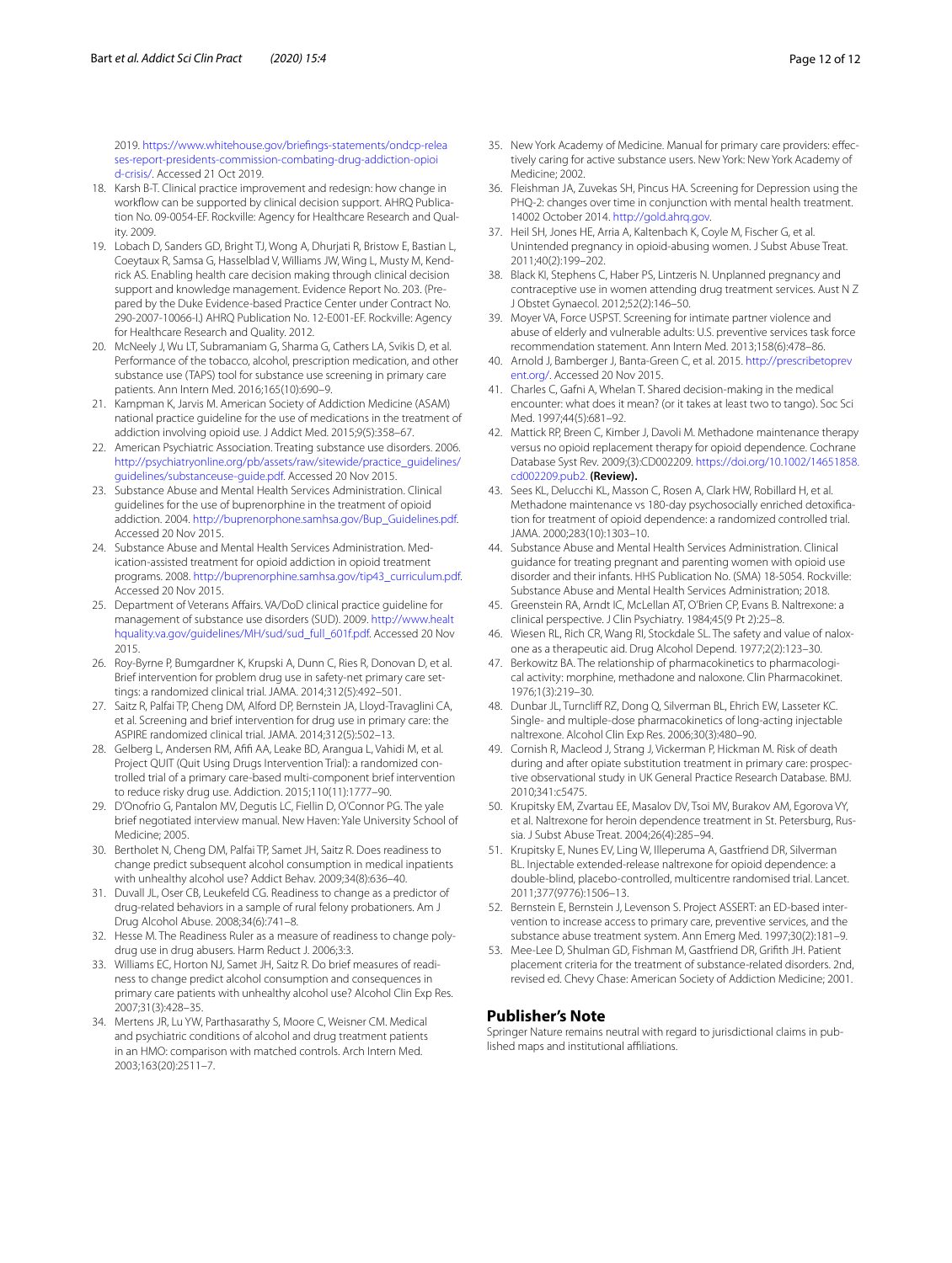2019. https://www.whitehouse.gov/briefings-statements/ondcp-releases-report-presidents-commission-combating-drug-addiction-opioid-crisis/. Accessed 21 Oct 2019.

18. Karsh B-T. Clinical practice improvement and redesign: how change in workflow can be supported by clinical decision support. AHRQ Publication No. 09-0054-EF. Rockville: Agency for Healthcare Research and Quality. 2009.
19. Lobach D, Sanders GD, Bright TJ, Wong A, Dhurjati R, Bristow E, Bastian L, Coeytaux R, Samsa G, Hasselblad V, Williams JW, Wing L, Musty M, Kendrick AS. Enabling health care decision making through clinical decision support and knowledge management. Evidence Report No. 203. (Prepared by the Duke Evidence-based Practice Center under Contract No. 290-2007-10066-I.) AHRQ Publication No. 12-E001-EF. Rockville: Agency for Healthcare Research and Quality. 2012.
20. McNeely J, Wu LT, Subramaniam G, Sharma G, Cathers LA, Svikis D, et al. Performance of the tobacco, alcohol, prescription medication, and other substance use (TAPS) tool for substance use screening in primary care patients. Ann Intern Med. 2016;165(10):690–9.
21. Kampman K, Jarvis M. American Society of Addiction Medicine (ASAM) national practice guideline for the use of medications in the treatment of addiction involving opioid use. J Addict Med. 2015;9(5):358–67.
22. American Psychiatric Association. Treating substance use disorders. 2006. http://psychiatryonline.org/pb/assets/raw/sitewide/practice_guidelines/guidelines/substanceuse-guide.pdf. Accessed 20 Nov 2015.
23. Substance Abuse and Mental Health Services Administration. Clinical guidelines for the use of buprenorphine in the treatment of opioid addiction. 2004. http://buprenorphone.samhsa.gov/Bup_Guidelines.pdf. Accessed 20 Nov 2015.
24. Substance Abuse and Mental Health Services Administration. Medication-assisted treatment for opioid addiction in opioid treatment programs. 2008. http://buprenorphine.samhsa.gov/tip43_curriculum.pdf. Accessed 20 Nov 2015.
25. Department of Veterans Affairs. VA/DoD clinical practice guideline for management of substance use disorders (SUD). 2009. http://www.healthquality.va.gov/guidelines/MH/sud/sud_full_601f.pdf. Accessed 20 Nov 2015.
26. Roy-Byrne P, Bumgardner K, Krupski A, Dunn C, Ries R, Donovan D, et al. Brief intervention for problem drug use in safety-net primary care settings: a randomized clinical trial. JAMA. 2014;312(5):492–501.
27. Saitz R, Palfai TP, Cheng DM, Alford DP, Bernstein JA, Lloyd-Travaglini CA, et al. Screening and brief intervention for drug use in primary care: the ASPIRE randomized clinical trial. JAMA. 2014;312(5):502–13.
28. Gelberg L, Andersen RM, Afifi AA, Leake BD, Arangua L, Vahidi M, et al. Project QUIT (Quit Using Drugs Intervention Trial): a randomized controlled trial of a primary care-based multi-component brief intervention to reduce risky drug use. Addiction. 2015;110(11):1777–90.
29. D'Onofrio G, Pantalon MV, Degutis LC, Fiellin D, O'Connor PG. The yale brief negotiated interview manual. New Haven: Yale University School of Medicine; 2005.
30. Bertholet N, Cheng DM, Palfai TP, Samet JH, Saitz R. Does readiness to change predict subsequent alcohol consumption in medical inpatients with unhealthy alcohol use? Addict Behav. 2009;34(8):636–40.
31. Duvall JL, Oser CB, Leukefeld CG. Readiness to change as a predictor of drug-related behaviors in a sample of rural felony probationers. Am J Drug Alcohol Abuse. 2008;34(6):741–8.
32. Hesse M. The Readiness Ruler as a measure of readiness to change polydrug use in drug abusers. Harm Reduct J. 2006;3:3.
33. Williams EC, Horton NJ, Samet JH, Saitz R. Do brief measures of readiness to change predict alcohol consumption and consequences in primary care patients with unhealthy alcohol use? Alcohol Clin Exp Res. 2007;31(3):428–35.
34. Mertens JR, Lu YW, Parthasarathy S, Moore C, Weisner CM. Medical and psychiatric conditions of alcohol and drug treatment patients in an HMO: comparison with matched controls. Arch Intern Med. 2003;163(20):2511–7.
35. New York Academy of Medicine. Manual for primary care providers: effectively caring for active substance users. New York: New York Academy of Medicine; 2002.
36. Fleishman JA, Zuvekas SH, Pincus HA. Screening for Depression using the PHQ-2: changes over time in conjunction with mental health treatment. 14002 October 2014. http://gold.ahrq.gov.
37. Heil SH, Jones HE, Arria A, Kaltenbach K, Coyle M, Fischer G, et al. Unintended pregnancy in opioid-abusing women. J Subst Abuse Treat. 2011;40(2):199–202.
38. Black KI, Stephens C, Haber PS, Lintzeris N. Unplanned pregnancy and contraceptive use in women attending drug treatment services. Aust N Z J Obstet Gynaecol. 2012;52(2):146–50.
39. Moyer VA, Force USPST. Screening for intimate partner violence and abuse of elderly and vulnerable adults: U.S. preventive services task force recommendation statement. Ann Intern Med. 2013;158(6):478–86.
40. Arnold J, Bamberger J, Banta-Green C, et al. 2015. http://prescribetoprevent.org/. Accessed 20 Nov 2015.
41. Charles C, Gafni A, Whelan T. Shared decision-making in the medical encounter: what does it mean? (or it takes at least two to tango). Soc Sci Med. 1997;44(5):681–92.
42. Mattick RP, Breen C, Kimber J, Davoli M. Methadone maintenance therapy versus no opioid replacement therapy for opioid dependence. Cochrane Database Syst Rev. 2009;(3):CD002209. https://doi.org/10.1002/14651858.cd002209.pub2. **(Review).**
43. Sees KL, Delucchi KL, Masson C, Rosen A, Clark HW, Robillard H, et al. Methadone maintenance vs 180-day psychosocially enriched detoxification for treatment of opioid dependence: a randomized controlled trial. JAMA. 2000;283(10):1303–10.
44. Substance Abuse and Mental Health Services Administration. Clinical guidance for treating pregnant and parenting women with opioid use disorder and their infants. HHS Publication No. (SMA) 18-5054. Rockville: Substance Abuse and Mental Health Services Administration; 2018.
45. Greenstein RA, Arndt IC, McLellan AT, O'Brien CP, Evans B. Naltrexone: a clinical perspective. J Clin Psychiatry. 1984;45(9 Pt 2):25–8.
46. Wiesen RL, Rich CR, Wang RI, Stockdale SL. The safety and value of naloxone as a therapeutic aid. Drug Alcohol Depend. 1977;2(2):123–30.
47. Berkowitz BA. The relationship of pharmacokinetics to pharmacological activity: morphine, methadone and naloxone. Clin Pharmacokinet. 1976;1(3):219–30.
48. Dunbar JL, Turncliff RZ, Dong Q, Silverman BL, Ehrich EW, Lasseter KC. Single- and multiple-dose pharmacokinetics of long-acting injectable naltrexone. Alcohol Clin Exp Res. 2006;30(3):480–90.
49. Cornish R, Macleod J, Strang J, Vickerman P, Hickman M. Risk of death during and after opiate substitution treatment in primary care: prospective observational study in UK General Practice Research Database. BMJ. 2010;341:c5475.
50. Krupitsky EM, Zvartau EE, Masalov DV, Tsoi MV, Burakov AM, Egorova VY, et al. Naltrexone for heroin dependence treatment in St. Petersburg, Russia. J Subst Abuse Treat. 2004;26(4):285–94.
51. Krupitsky E, Nunes EV, Ling W, Illeperuma A, Gastfriend DR, Silverman BL. Injectable extended-release naltrexone for opioid dependence: a double-blind, placebo-controlled, multicentre randomised trial. Lancet. 2011;377(9776):1506–13.
52. Bernstein E, Bernstein J, Levenson S. Project ASSERT: an ED-based intervention to increase access to primary care, preventive services, and the substance abuse treatment system. Ann Emerg Med. 1997;30(2):181–9.
53. Mee-Lee D, Shulman GD, Fishman M, Gastfriend DR, Grifith JH. Patient placement criteria for the treatment of substance-related disorders. 2nd, revised ed. Chevy Chase: American Society of Addiction Medicine; 2001.

## Publisher's Note

Springer Nature remains neutral with regard to jurisdictional claims in published maps and institutional affiliations.